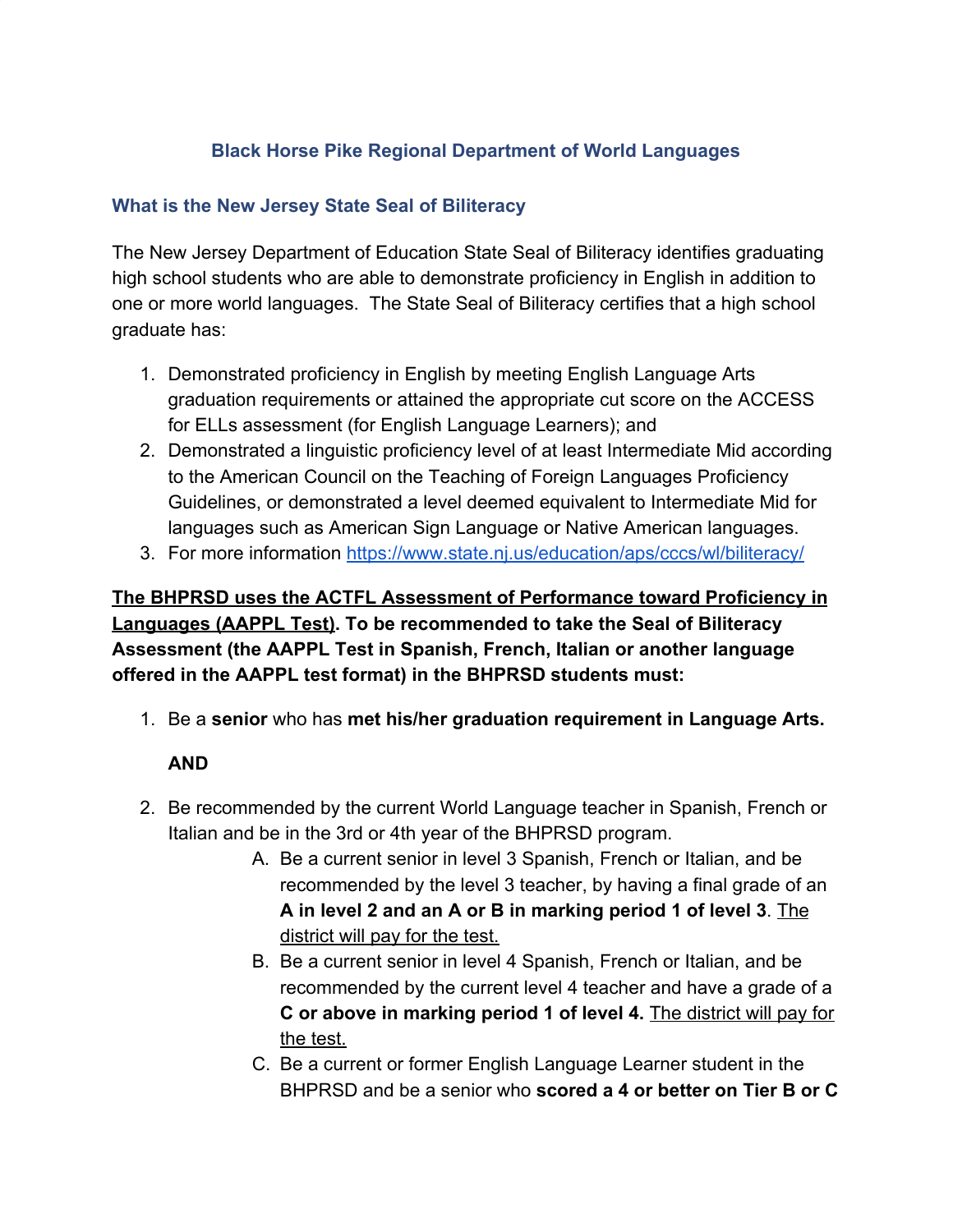# Black Horse Pike Regional Department of World Languages

## What is the New Jersey State Seal of Biliteracy

The New Jersey Department of Education State Seal of Biliteracy identifies graduating high school students who are able to demonstrate proficiency in English in addition to one or more world languages. The State Seal of Biliteracy certifies that a high school graduate has:

1. Demonstrated proficiency in English by meeting English Language Arts graduation requirements or attained the appropriate cut score on the ACCESS for ELLs assessment (for English Language Learners); and
2. Demonstrated a linguistic proficiency level of at least Intermediate Mid according to the American Council on the Teaching of Foreign Languages Proficiency Guidelines, or demonstrated a level deemed equivalent to Intermediate Mid for languages such as American Sign Language or Native American languages.
3. For more information https://www.state.nj.us/education/aps/cccs/wl/biliteracy/

**<u>The BHPRSD uses the ACTFL Assessment of Performance toward Proficiency in Languages (AAPPL Test)</u>. To be recommended to take the Seal of Biliteracy Assessment (the AAPPL Test in Spanish, French, Italian or another language offered in the AAPPL test format) in the BHPRSD students must:**

1. Be a **senior** who has **met his/her graduation requirement in Language Arts.**

   **AND**

2. Be recommended by the current World Language teacher in Spanish, French or Italian and be in the 3rd or 4th year of the BHPRSD program.
   A. Be a current senior in level 3 Spanish, French or Italian, and be recommended by the level 3 teacher, by having a final grade of an **A in level 2 and an A or B in marking period 1 of level 3**. <u>The district will pay for the test.</u>
   B. Be a current senior in level 4 Spanish, French or Italian, and be recommended by the current level 4 teacher and have a grade of a **C or above in marking period 1 of level 4.** <u>The district will pay for the test.</u>
   C. Be a current or former English Language Learner student in the BHPRSD and be a senior who **scored a 4 or better on Tier B or C**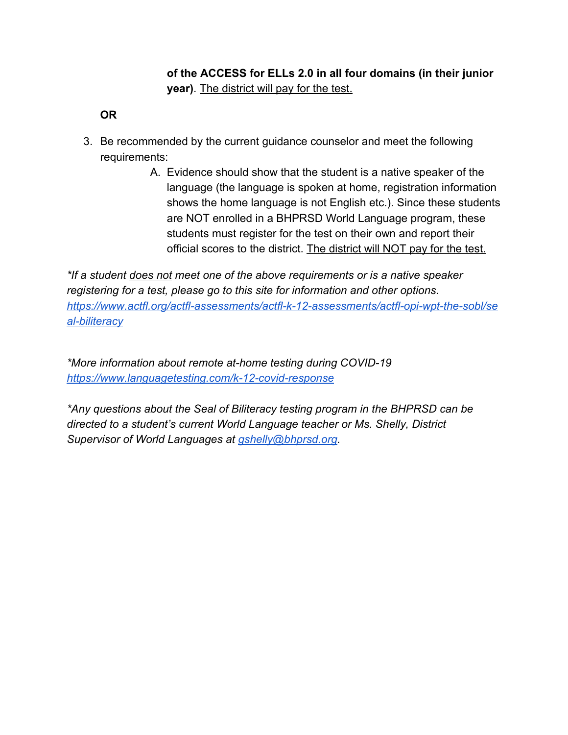**of the ACCESS for ELLs 2.0 in all four domains (in their junior year)**. The district will pay for the test.

**OR**

3. Be recommended by the current guidance counselor and meet the following requirements:
    A. Evidence should show that the student is a native speaker of the language (the language is spoken at home, registration information shows the home language is not English etc.). Since these students are NOT enrolled in a BHPRSD World Language program, these students must register for the test on their own and report their official scores to the district. The district will NOT pay for the test.

*\*If a student does not meet one of the above requirements or is a native speaker registering for a test, please go to this site for information and other options. [https://www.actfl.org/actfl-assessments/actfl-k-12-assessments/actfl-opi-wpt-the-sobl/seal-biliteracy](https://www.actfl.org/actfl-assessments/actfl-k-12-assessments/actfl-opi-wpt-the-sobl/seal-biliteracy)*

*\*More information about remote at-home testing during COVID-19 [https://www.languagetesting.com/k-12-covid-response](https://www.languagetesting.com/k-12-covid-response)*

*\*Any questions about the Seal of Biliteracy testing program in the BHPRSD can be directed to a student's current World Language teacher or Ms. Shelly, District Supervisor of World Languages at [gshelly@bhprsd.org](mailto:gshelly@bhprsd.org).*